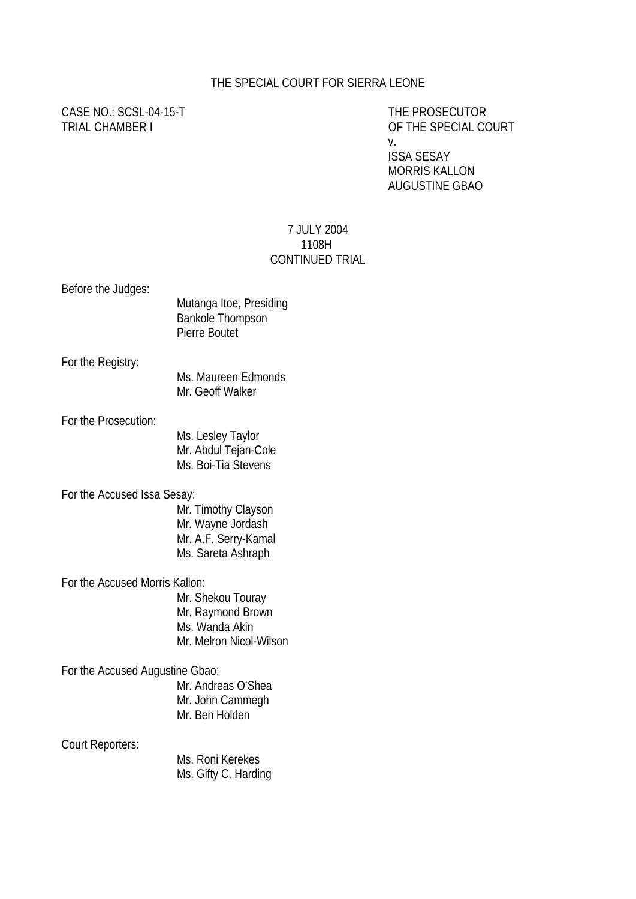THE SPECIAL COURT FOR SIERRA LEONE

CASE NO.: SCSL-04-15-T
TRIAL CHAMBER I

THE PROSECUTOR
OF THE SPECIAL COURT
v.
ISSA SESAY
MORRIS KALLON
AUGUSTINE GBAO

7 JULY 2004
1108H
CONTINUED TRIAL

Before the Judges:

Mutanga Itoe, Presiding
Bankole Thompson
Pierre Boutet

For the Registry:

Ms. Maureen Edmonds
Mr. Geoff Walker

For the Prosecution:

Ms. Lesley Taylor
Mr. Abdul Tejan-Cole
Ms. Boi-Tia Stevens

For the Accused Issa Sesay:

Mr. Timothy Clayson
Mr. Wayne Jordash
Mr. A.F. Serry-Kamal
Ms. Sareta Ashraph

For the Accused Morris Kallon:

Mr. Shekou Touray
Mr. Raymond Brown
Ms. Wanda Akin
Mr. Melron Nicol-Wilson

For the Accused Augustine Gbao:

Mr. Andreas O'Shea
Mr. John Cammegh
Mr. Ben Holden

Court Reporters:

Ms. Roni Kerekes
Ms. Gifty C. Harding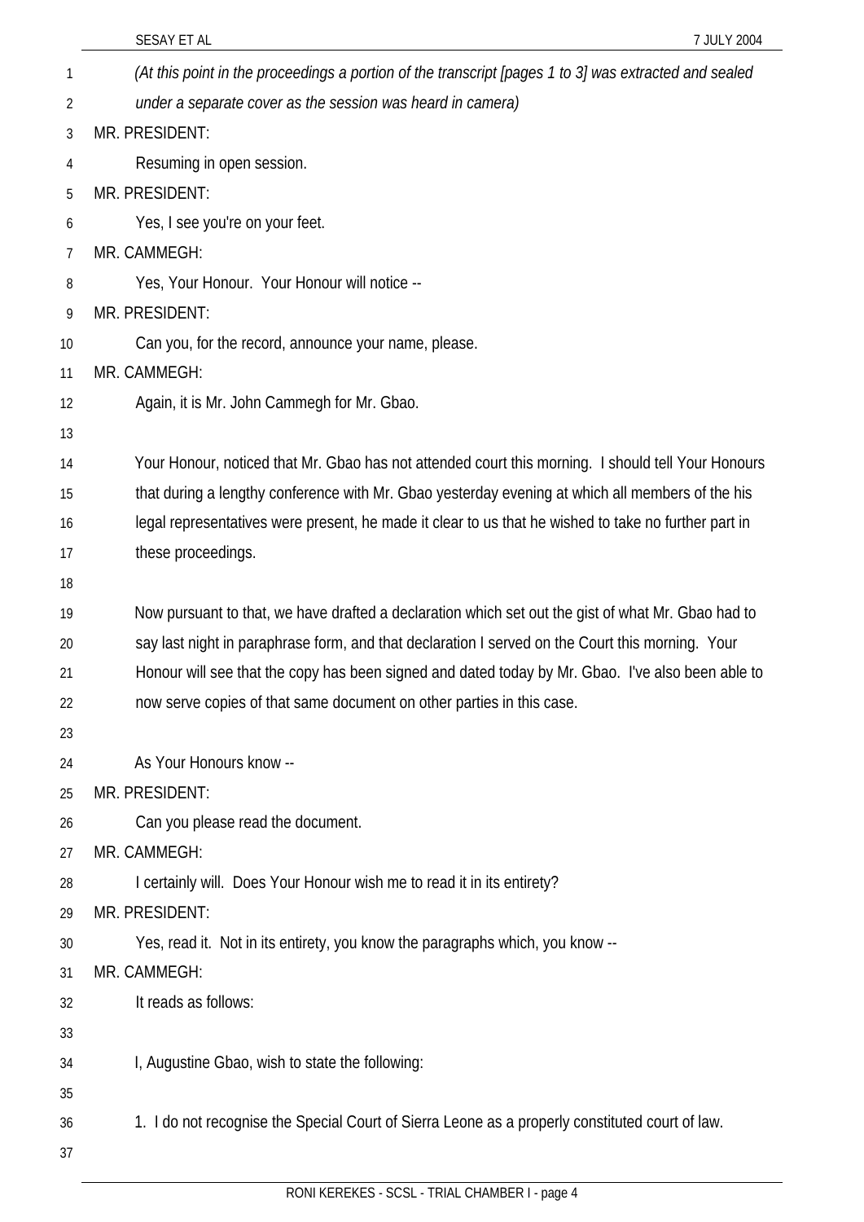*(At this point in the proceedings a portion of the transcript [pages 1 to 3] was extracted and sealed under a separate cover as the session was heard in camera)*

MR. PRESIDENT:

Resuming in open session.

MR. PRESIDENT:

Yes, I see you're on your feet.

MR. CAMMEGH:

Yes, Your Honour. Your Honour will notice --

MR. PRESIDENT:

Can you, for the record, announce your name, please.

MR. CAMMEGH:

Again, it is Mr. John Cammegh for Mr. Gbao.

Your Honour, noticed that Mr. Gbao has not attended court this morning. I should tell Your Honours that during a lengthy conference with Mr. Gbao yesterday evening at which all members of the his legal representatives were present, he made it clear to us that he wished to take no further part in these proceedings.

Now pursuant to that, we have drafted a declaration which set out the gist of what Mr. Gbao had to say last night in paraphrase form, and that declaration I served on the Court this morning. Your Honour will see that the copy has been signed and dated today by Mr. Gbao. I've also been able to now serve copies of that same document on other parties in this case.

As Your Honours know --

MR. PRESIDENT:

Can you please read the document.

MR. CAMMEGH:

I certainly will. Does Your Honour wish me to read it in its entirety?

MR. PRESIDENT:

Yes, read it. Not in its entirety, you know the paragraphs which, you know --

MR. CAMMEGH:

It reads as follows:

I, Augustine Gbao, wish to state the following:

1. I do not recognise the Special Court of Sierra Leone as a properly constituted court of law.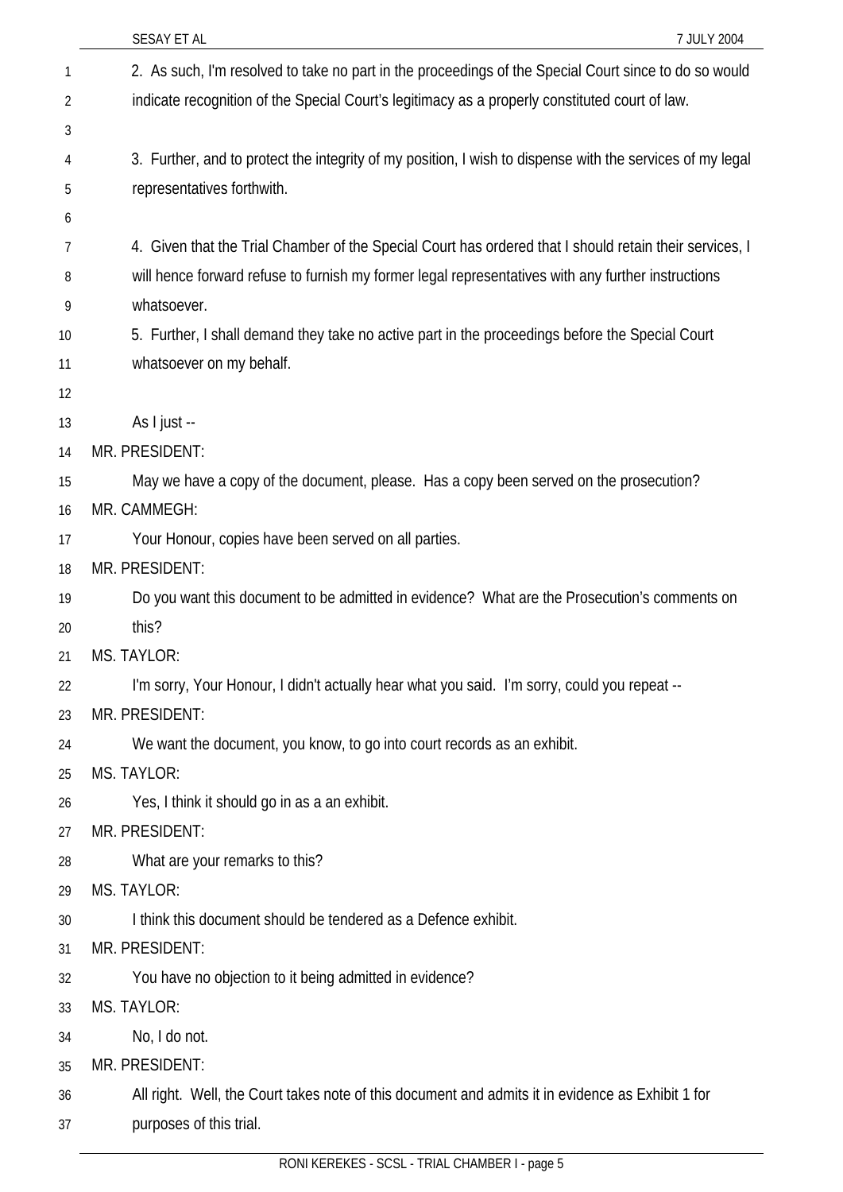2. As such, I'm resolved to take no part in the proceedings of the Special Court since to do so would indicate recognition of the Special Court's legitimacy as a properly constituted court of law.

3. Further, and to protect the integrity of my position, I wish to dispense with the services of my legal representatives forthwith.

4. Given that the Trial Chamber of the Special Court has ordered that I should retain their services, I will hence forward refuse to furnish my former legal representatives with any further instructions whatsoever.

5. Further, I shall demand they take no active part in the proceedings before the Special Court whatsoever on my behalf.

As I just --

MR. PRESIDENT:

May we have a copy of the document, please. Has a copy been served on the prosecution?

MR. CAMMEGH:

Your Honour, copies have been served on all parties.

MR. PRESIDENT:

Do you want this document to be admitted in evidence? What are the Prosecution's comments on this?

MS. TAYLOR:

I'm sorry, Your Honour, I didn't actually hear what you said. I'm sorry, could you repeat --

MR. PRESIDENT:

We want the document, you know, to go into court records as an exhibit.

MS. TAYLOR:

Yes, I think it should go in as a an exhibit.

MR. PRESIDENT:

What are your remarks to this?

MS. TAYLOR:

I think this document should be tendered as a Defence exhibit.

MR. PRESIDENT:

You have no objection to it being admitted in evidence?

MS. TAYLOR:

No, I do not.

MR. PRESIDENT:

All right. Well, the Court takes note of this document and admits it in evidence as Exhibit 1 for purposes of this trial.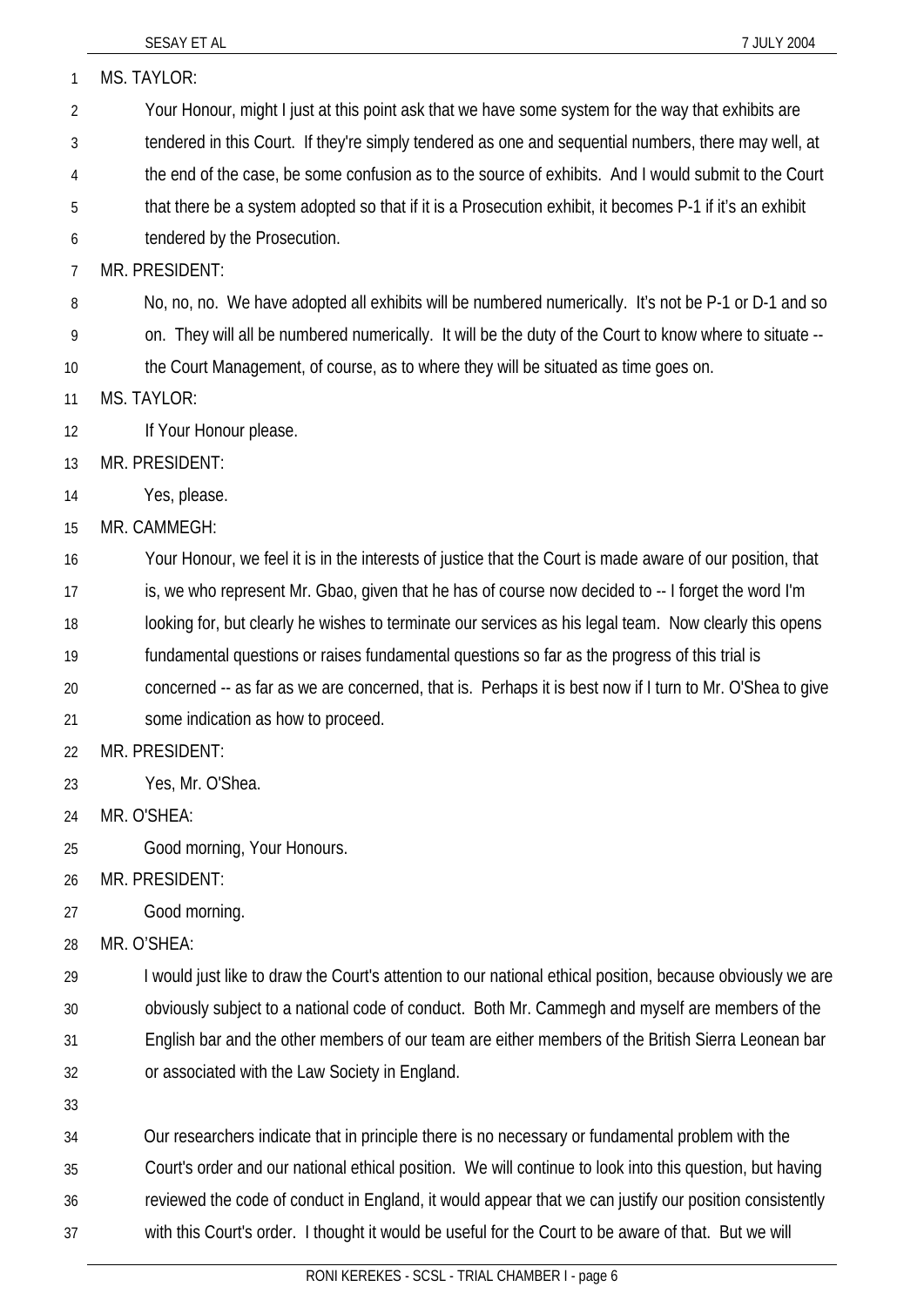MS. TAYLOR:

Your Honour, might I just at this point ask that we have some system for the way that exhibits are tendered in this Court. If they're simply tendered as one and sequential numbers, there may well, at the end of the case, be some confusion as to the source of exhibits. And I would submit to the Court that there be a system adopted so that if it is a Prosecution exhibit, it becomes P-1 if it's an exhibit tendered by the Prosecution.

MR. PRESIDENT:

No, no, no. We have adopted all exhibits will be numbered numerically. It's not be P-1 or D-1 and so on. They will all be numbered numerically. It will be the duty of the Court to know where to situate -- the Court Management, of course, as to where they will be situated as time goes on.

MS. TAYLOR:

If Your Honour please.

MR. PRESIDENT:

Yes, please.

MR. CAMMEGH:

Your Honour, we feel it is in the interests of justice that the Court is made aware of our position, that is, we who represent Mr. Gbao, given that he has of course now decided to -- I forget the word I'm looking for, but clearly he wishes to terminate our services as his legal team. Now clearly this opens fundamental questions or raises fundamental questions so far as the progress of this trial is concerned -- as far as we are concerned, that is. Perhaps it is best now if I turn to Mr. O'Shea to give some indication as how to proceed.

MR. PRESIDENT:

Yes, Mr. O'Shea.

MR. O'SHEA:

Good morning, Your Honours.

MR. PRESIDENT:

Good morning.

MR. O'SHEA:

I would just like to draw the Court's attention to our national ethical position, because obviously we are obviously subject to a national code of conduct. Both Mr. Cammegh and myself are members of the English bar and the other members of our team are either members of the British Sierra Leonean bar or associated with the Law Society in England.

Our researchers indicate that in principle there is no necessary or fundamental problem with the Court's order and our national ethical position. We will continue to look into this question, but having reviewed the code of conduct in England, it would appear that we can justify our position consistently with this Court's order. I thought it would be useful for the Court to be aware of that. But we will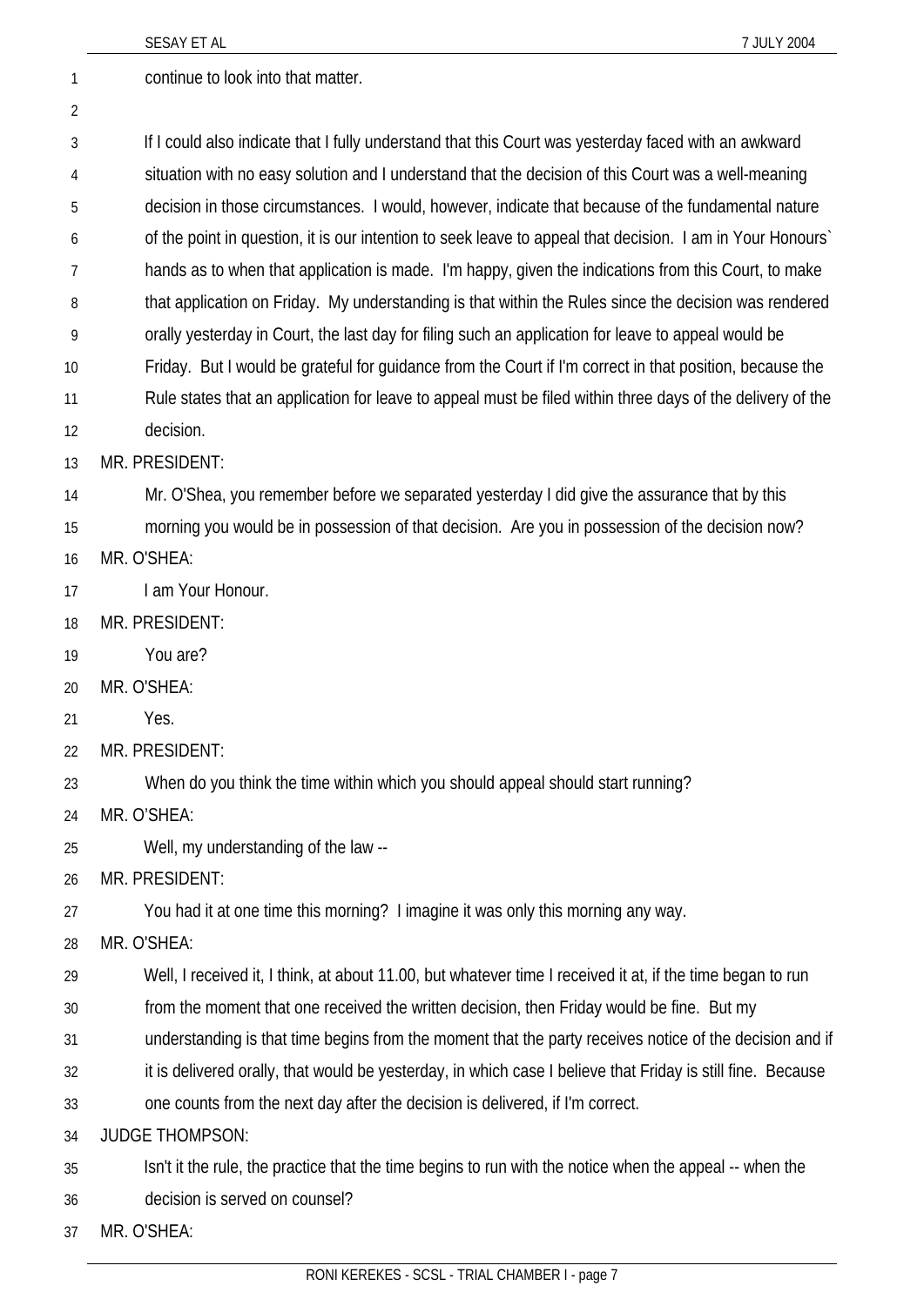continue to look into that matter.

If I could also indicate that I fully understand that this Court was yesterday faced with an awkward situation with no easy solution and I understand that the decision of this Court was a well-meaning decision in those circumstances. I would, however, indicate that because of the fundamental nature of the point in question, it is our intention to seek leave to appeal that decision. I am in Your Honours` hands as to when that application is made. I'm happy, given the indications from this Court, to make that application on Friday. My understanding is that within the Rules since the decision was rendered orally yesterday in Court, the last day for filing such an application for leave to appeal would be Friday. But I would be grateful for guidance from the Court if I'm correct in that position, because the Rule states that an application for leave to appeal must be filed within three days of the delivery of the decision.

MR. PRESIDENT:

Mr. O'Shea, you remember before we separated yesterday I did give the assurance that by this morning you would be in possession of that decision. Are you in possession of the decision now?

MR. O'SHEA:

I am Your Honour.

MR. PRESIDENT:

You are?

MR. O'SHEA:

Yes.

MR. PRESIDENT:

When do you think the time within which you should appeal should start running?

MR. O'SHEA:

Well, my understanding of the law --

MR. PRESIDENT:

You had it at one time this morning? I imagine it was only this morning any way.

MR. O'SHEA:

Well, I received it, I think, at about 11.00, but whatever time I received it at, if the time began to run from the moment that one received the written decision, then Friday would be fine. But my understanding is that time begins from the moment that the party receives notice of the decision and if it is delivered orally, that would be yesterday, in which case I believe that Friday is still fine. Because one counts from the next day after the decision is delivered, if I'm correct.

JUDGE THOMPSON:

Isn't it the rule, the practice that the time begins to run with the notice when the appeal -- when the decision is served on counsel?

MR. O'SHEA: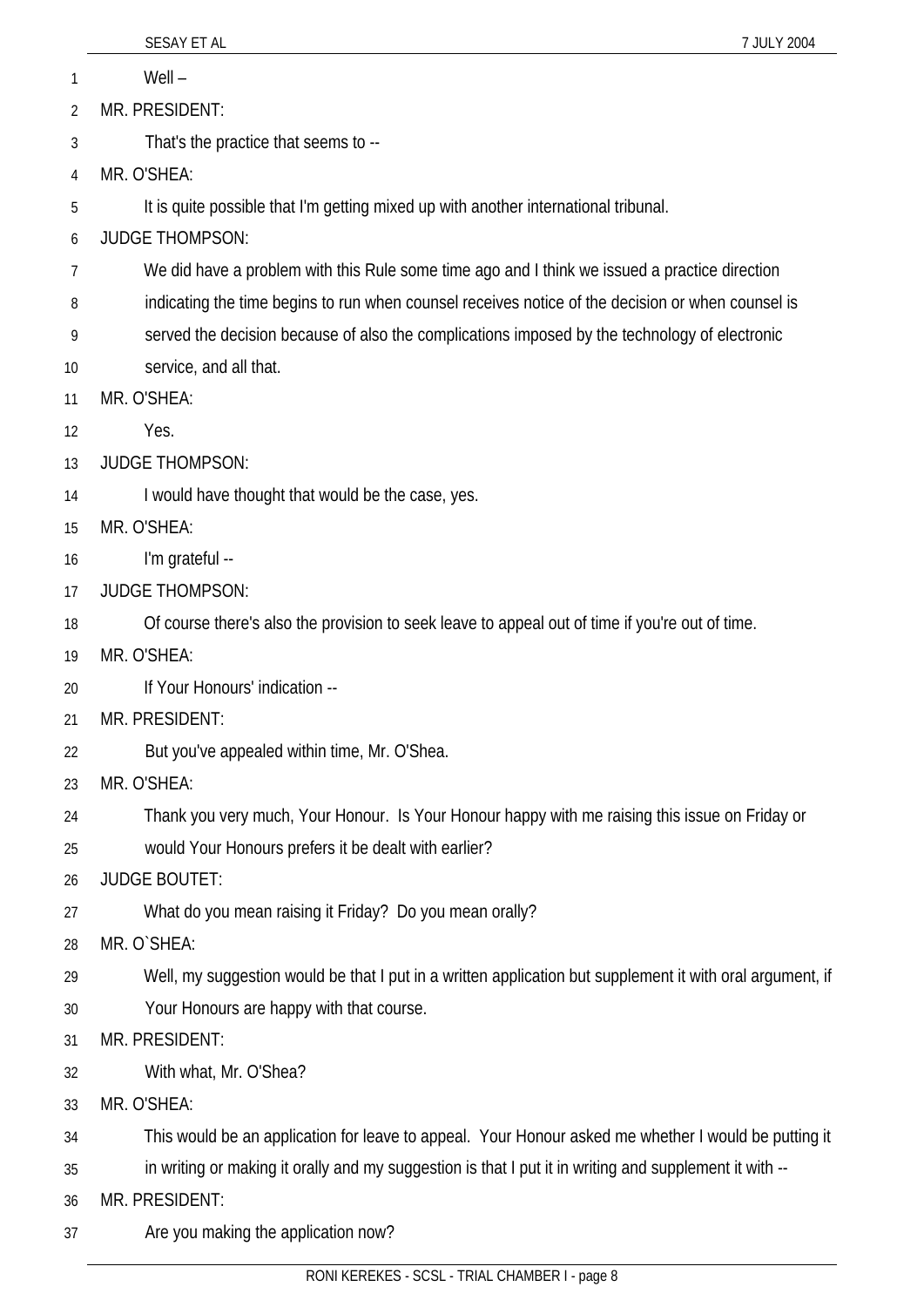Well –

MR. PRESIDENT:

That's the practice that seems to --

MR. O'SHEA:

It is quite possible that I'm getting mixed up with another international tribunal.

JUDGE THOMPSON:

We did have a problem with this Rule some time ago and I think we issued a practice direction indicating the time begins to run when counsel receives notice of the decision or when counsel is served the decision because of also the complications imposed by the technology of electronic service, and all that.

MR. O'SHEA:

Yes.

JUDGE THOMPSON:

I would have thought that would be the case, yes.

MR. O'SHEA:

I'm grateful --

JUDGE THOMPSON:

Of course there's also the provision to seek leave to appeal out of time if you're out of time.

MR. O'SHEA:

If Your Honours' indication --

MR. PRESIDENT:

But you've appealed within time, Mr. O'Shea.

MR. O'SHEA:

Thank you very much, Your Honour. Is Your Honour happy with me raising this issue on Friday or would Your Honours prefers it be dealt with earlier?

JUDGE BOUTET:

What do you mean raising it Friday? Do you mean orally?

MR. O`SHEA:

Well, my suggestion would be that I put in a written application but supplement it with oral argument, if Your Honours are happy with that course.

MR. PRESIDENT:

With what, Mr. O'Shea?

MR. O'SHEA:

This would be an application for leave to appeal. Your Honour asked me whether I would be putting it in writing or making it orally and my suggestion is that I put it in writing and supplement it with --

MR. PRESIDENT:

Are you making the application now?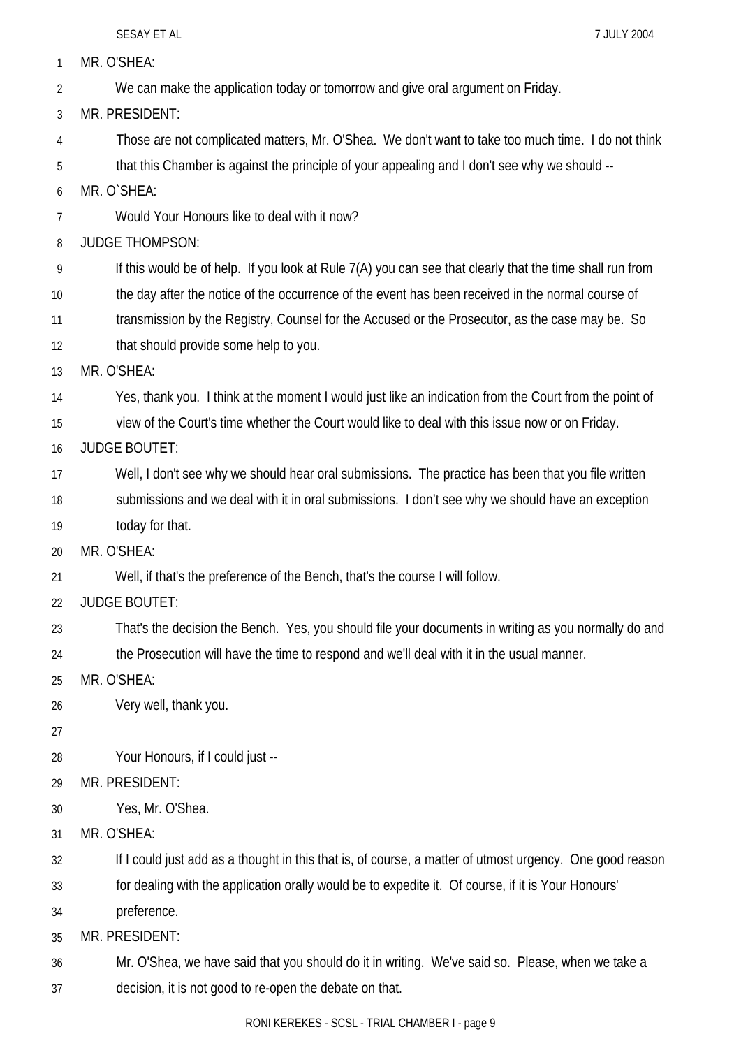MR. O'SHEA:

We can make the application today or tomorrow and give oral argument on Friday.

MR. PRESIDENT:

Those are not complicated matters, Mr. O'Shea. We don't want to take too much time. I do not think that this Chamber is against the principle of your appealing and I don't see why we should --

MR. O`SHEA:

Would Your Honours like to deal with it now?

JUDGE THOMPSON:

If this would be of help. If you look at Rule 7(A) you can see that clearly that the time shall run from the day after the notice of the occurrence of the event has been received in the normal course of transmission by the Registry, Counsel for the Accused or the Prosecutor, as the case may be. So that should provide some help to you.

MR. O'SHEA:

Yes, thank you. I think at the moment I would just like an indication from the Court from the point of view of the Court's time whether the Court would like to deal with this issue now or on Friday.

JUDGE BOUTET:

Well, I don't see why we should hear oral submissions. The practice has been that you file written submissions and we deal with it in oral submissions. I don't see why we should have an exception today for that.

MR. O'SHEA:

Well, if that's the preference of the Bench, that's the course I will follow.

JUDGE BOUTET:

That's the decision the Bench. Yes, you should file your documents in writing as you normally do and the Prosecution will have the time to respond and we'll deal with it in the usual manner.

MR. O'SHEA:

Very well, thank you.

Your Honours, if I could just --

MR. PRESIDENT:

Yes, Mr. O'Shea.

MR. O'SHEA:

If I could just add as a thought in this that is, of course, a matter of utmost urgency. One good reason for dealing with the application orally would be to expedite it. Of course, if it is Your Honours' preference.

MR. PRESIDENT:

Mr. O'Shea, we have said that you should do it in writing. We've said so. Please, when we take a decision, it is not good to re-open the debate on that.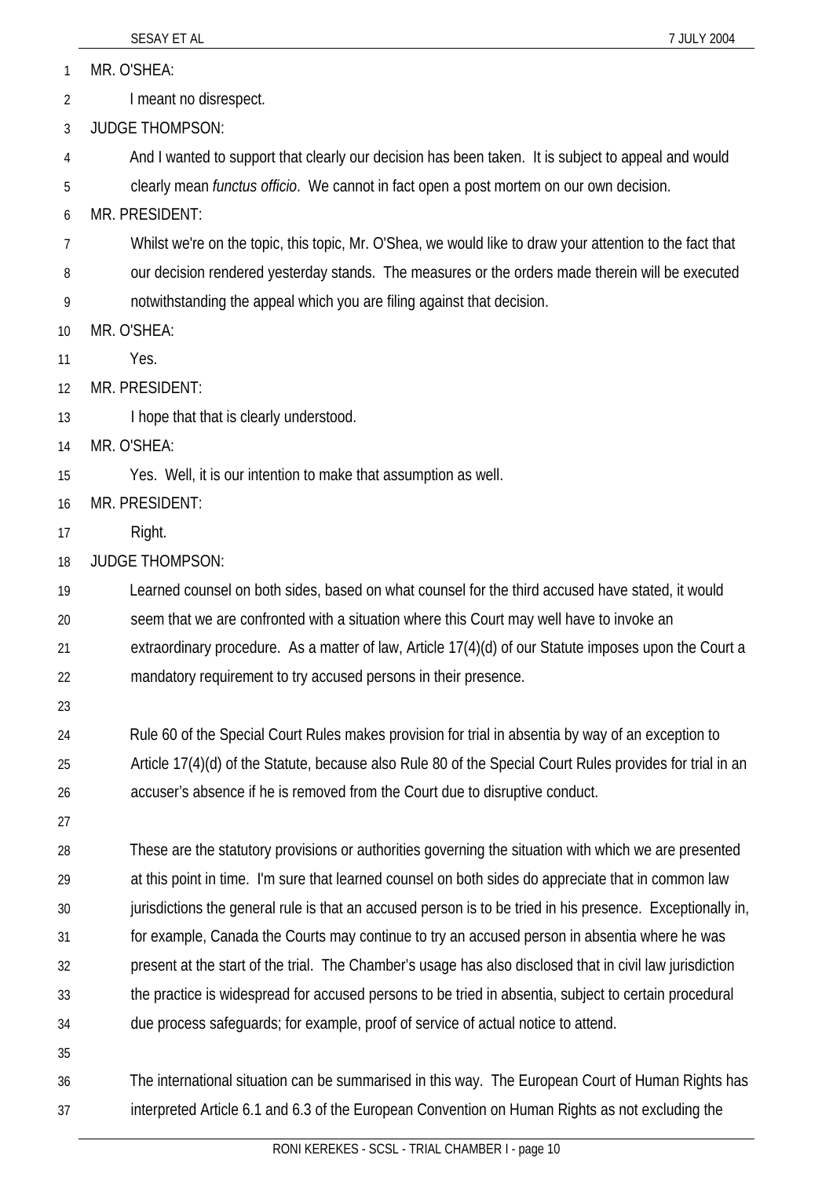MR. O'SHEA:

I meant no disrespect.

JUDGE THOMPSON:

And I wanted to support that clearly our decision has been taken. It is subject to appeal and would clearly mean *functus officio*. We cannot in fact open a post mortem on our own decision.

MR. PRESIDENT:

Whilst we're on the topic, this topic, Mr. O'Shea, we would like to draw your attention to the fact that our decision rendered yesterday stands. The measures or the orders made therein will be executed notwithstanding the appeal which you are filing against that decision.

MR. O'SHEA:

Yes.

MR. PRESIDENT:

I hope that that is clearly understood.

MR. O'SHEA:

Yes. Well, it is our intention to make that assumption as well.

MR. PRESIDENT:

Right.

JUDGE THOMPSON:

Learned counsel on both sides, based on what counsel for the third accused have stated, it would seem that we are confronted with a situation where this Court may well have to invoke an extraordinary procedure. As a matter of law, Article 17(4)(d) of our Statute imposes upon the Court a mandatory requirement to try accused persons in their presence.

Rule 60 of the Special Court Rules makes provision for trial in absentia by way of an exception to Article 17(4)(d) of the Statute, because also Rule 80 of the Special Court Rules provides for trial in an accuser's absence if he is removed from the Court due to disruptive conduct.

These are the statutory provisions or authorities governing the situation with which we are presented at this point in time. I'm sure that learned counsel on both sides do appreciate that in common law jurisdictions the general rule is that an accused person is to be tried in his presence. Exceptionally in, for example, Canada the Courts may continue to try an accused person in absentia where he was present at the start of the trial. The Chamber's usage has also disclosed that in civil law jurisdiction the practice is widespread for accused persons to be tried in absentia, subject to certain procedural due process safeguards; for example, proof of service of actual notice to attend.

The international situation can be summarised in this way. The European Court of Human Rights has interpreted Article 6.1 and 6.3 of the European Convention on Human Rights as not excluding the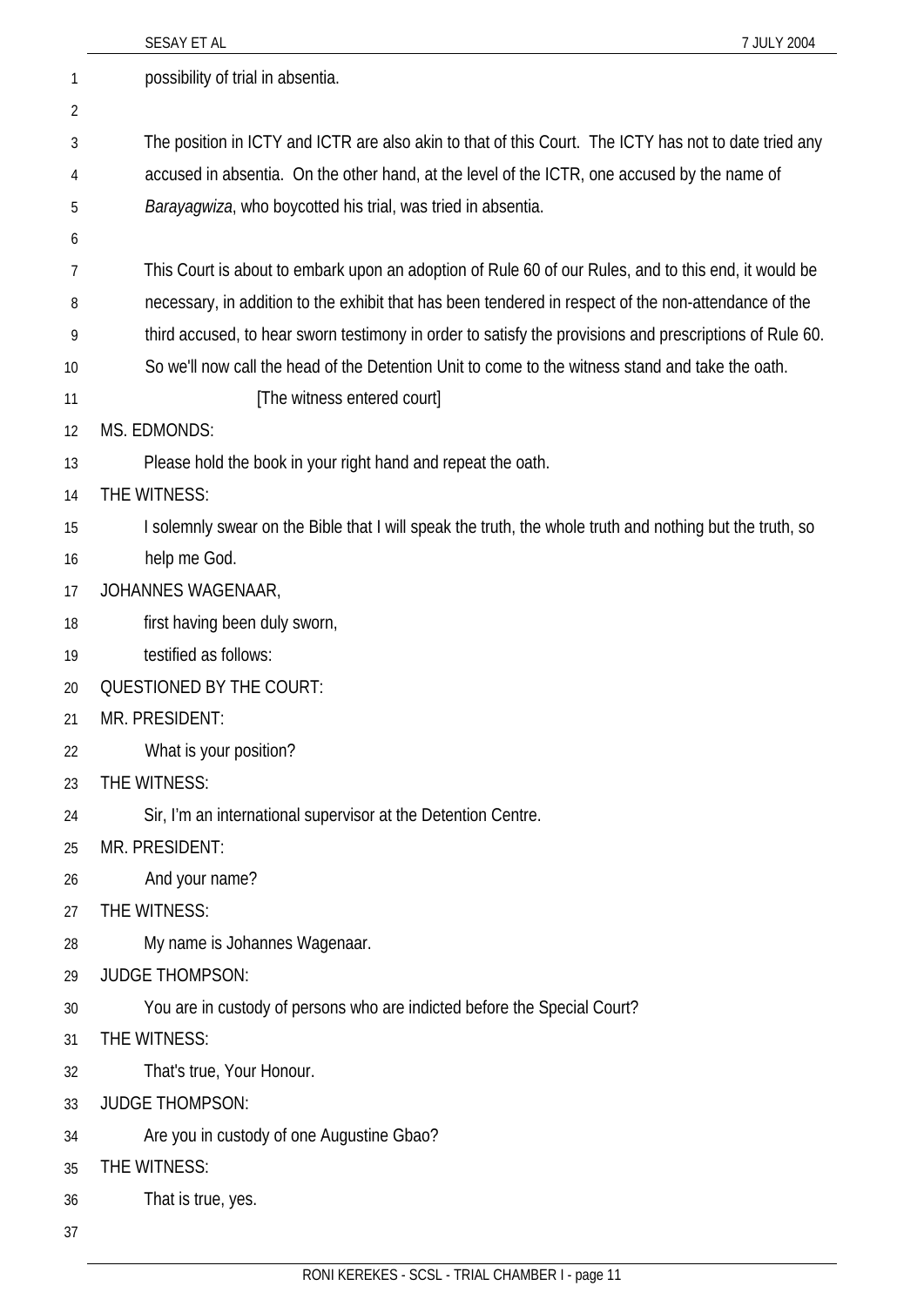possibility of trial in absentia.

The position in ICTY and ICTR are also akin to that of this Court. The ICTY has not to date tried any accused in absentia. On the other hand, at the level of the ICTR, one accused by the name of *Barayagwiza*, who boycotted his trial, was tried in absentia.

This Court is about to embark upon an adoption of Rule 60 of our Rules, and to this end, it would be necessary, in addition to the exhibit that has been tendered in respect of the non-attendance of the third accused, to hear sworn testimony in order to satisfy the provisions and prescriptions of Rule 60. So we'll now call the head of the Detention Unit to come to the witness stand and take the oath.

[The witness entered court]

MS. EDMONDS:

Please hold the book in your right hand and repeat the oath.

THE WITNESS:

I solemnly swear on the Bible that I will speak the truth, the whole truth and nothing but the truth, so help me God.

JOHANNES WAGENAAR,

first having been duly sworn,

testified as follows:

QUESTIONED BY THE COURT:

MR. PRESIDENT:

What is your position?

THE WITNESS:

Sir, I'm an international supervisor at the Detention Centre.

MR. PRESIDENT:

And your name?

THE WITNESS:

My name is Johannes Wagenaar.

JUDGE THOMPSON:

You are in custody of persons who are indicted before the Special Court?

THE WITNESS:

That's true, Your Honour.

JUDGE THOMPSON:

Are you in custody of one Augustine Gbao?

THE WITNESS:

That is true, yes.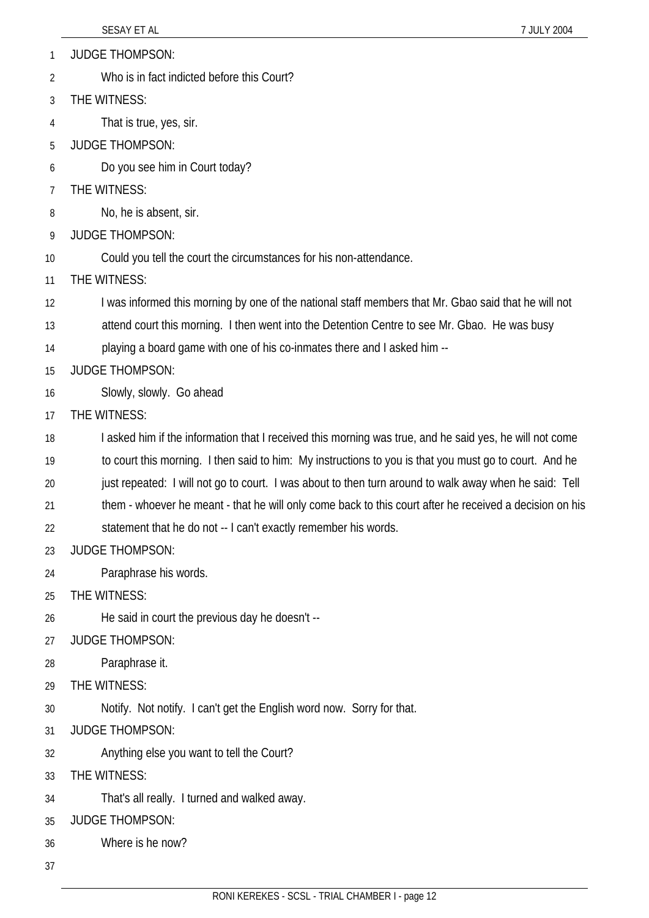JUDGE THOMPSON:

Who is in fact indicted before this Court?

THE WITNESS:

That is true, yes, sir.

JUDGE THOMPSON:

Do you see him in Court today?

THE WITNESS:

No, he is absent, sir.

JUDGE THOMPSON:

Could you tell the court the circumstances for his non-attendance.

THE WITNESS:

I was informed this morning by one of the national staff members that Mr. Gbao said that he will not attend court this morning. I then went into the Detention Centre to see Mr. Gbao. He was busy playing a board game with one of his co-inmates there and I asked him --

JUDGE THOMPSON:

Slowly, slowly. Go ahead

THE WITNESS:

I asked him if the information that I received this morning was true, and he said yes, he will not come to court this morning. I then said to him: My instructions to you is that you must go to court. And he just repeated: I will not go to court. I was about to then turn around to walk away when he said: Tell them - whoever he meant - that he will only come back to this court after he received a decision on his statement that he do not -- I can't exactly remember his words.

JUDGE THOMPSON:

Paraphrase his words.

THE WITNESS:

He said in court the previous day he doesn't --

JUDGE THOMPSON:

Paraphrase it.

THE WITNESS:

Notify. Not notify. I can't get the English word now. Sorry for that.

JUDGE THOMPSON:

Anything else you want to tell the Court?

THE WITNESS:

That's all really. I turned and walked away.

JUDGE THOMPSON:

Where is he now?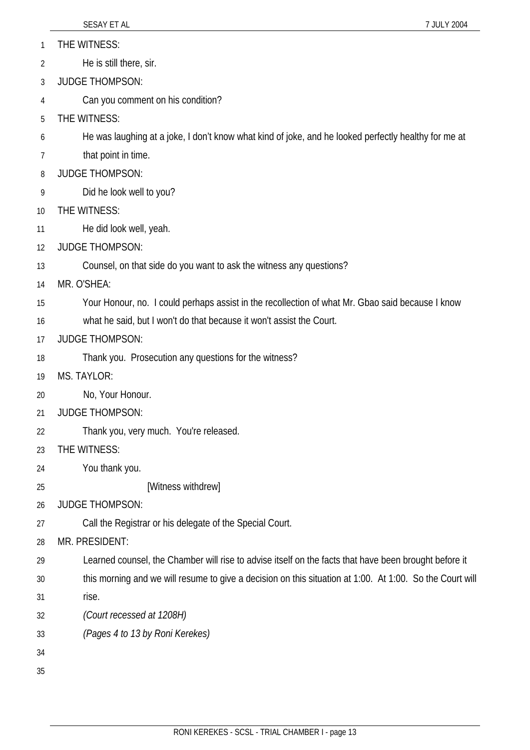THE WITNESS:

He is still there, sir.

JUDGE THOMPSON:

Can you comment on his condition?

THE WITNESS:

He was laughing at a joke, I don't know what kind of joke, and he looked perfectly healthy for me at that point in time.

JUDGE THOMPSON:

Did he look well to you?

THE WITNESS:

He did look well, yeah.

JUDGE THOMPSON:

Counsel, on that side do you want to ask the witness any questions?

MR. O'SHEA:

Your Honour, no. I could perhaps assist in the recollection of what Mr. Gbao said because I know what he said, but I won't do that because it won't assist the Court.

JUDGE THOMPSON:

Thank you. Prosecution any questions for the witness?

MS. TAYLOR:

No, Your Honour.

JUDGE THOMPSON:

Thank you, very much. You're released.

THE WITNESS:

You thank you.

[Witness withdrew]

JUDGE THOMPSON:

Call the Registrar or his delegate of the Special Court.

MR. PRESIDENT:

Learned counsel, the Chamber will rise to advise itself on the facts that have been brought before it this morning and we will resume to give a decision on this situation at 1:00. At 1:00. So the Court will rise.

*(Court recessed at 1208H)*

*(Pages 4 to 13 by Roni Kerekes)*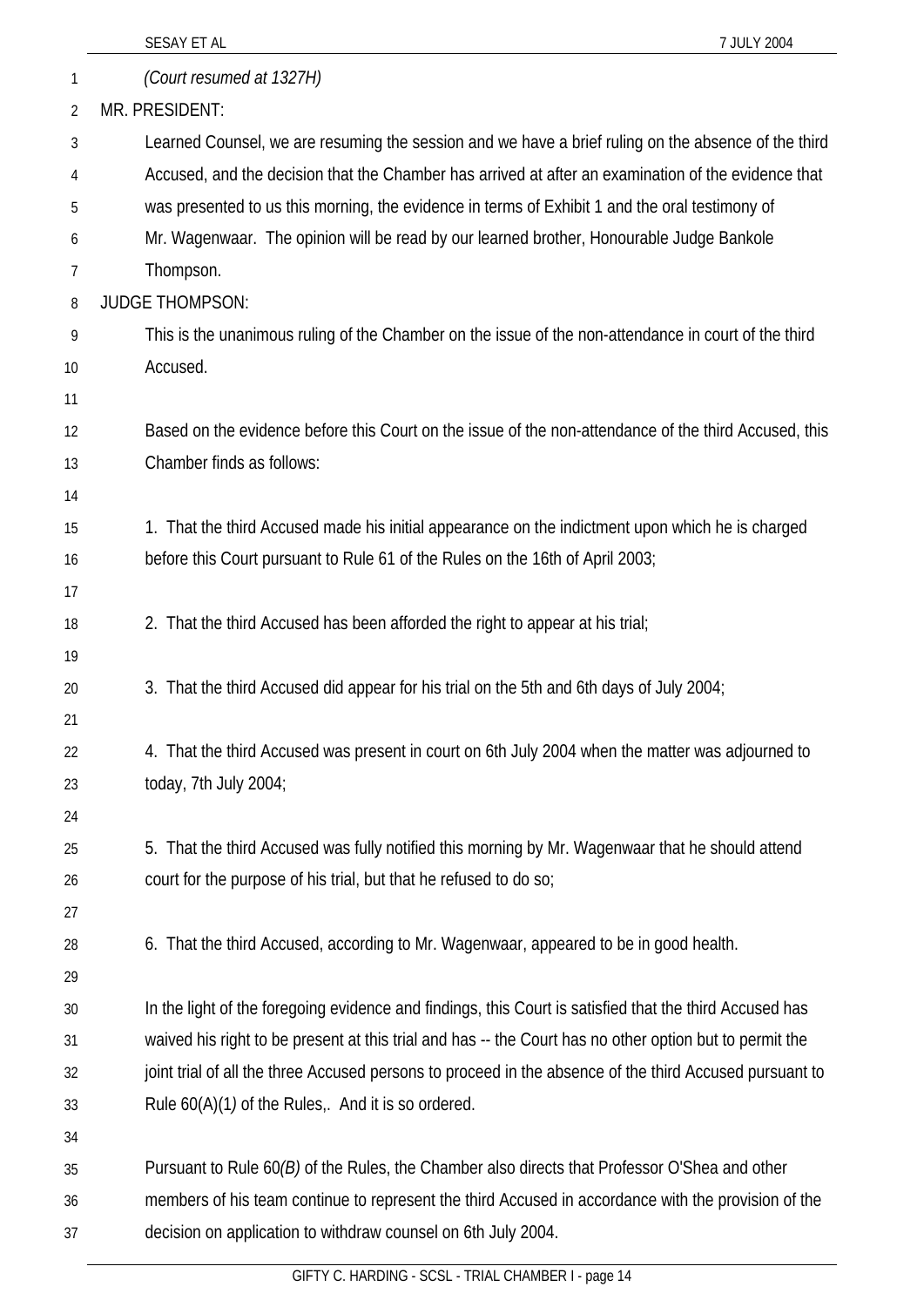*(Court resumed at 1327H)*

MR. PRESIDENT:

Learned Counsel, we are resuming the session and we have a brief ruling on the absence of the third Accused, and the decision that the Chamber has arrived at after an examination of the evidence that was presented to us this morning, the evidence in terms of Exhibit 1 and the oral testimony of Mr. Wagenwaar. The opinion will be read by our learned brother, Honourable Judge Bankole Thompson.

JUDGE THOMPSON:

This is the unanimous ruling of the Chamber on the issue of the non-attendance in court of the third Accused.

Based on the evidence before this Court on the issue of the non-attendance of the third Accused, this Chamber finds as follows:

1. That the third Accused made his initial appearance on the indictment upon which he is charged before this Court pursuant to Rule 61 of the Rules on the 16th of April 2003;

2. That the third Accused has been afforded the right to appear at his trial;

3. That the third Accused did appear for his trial on the 5th and 6th days of July 2004;

4. That the third Accused was present in court on 6th July 2004 when the matter was adjourned to today, 7th July 2004;

5. That the third Accused was fully notified this morning by Mr. Wagenwaar that he should attend court for the purpose of his trial, but that he refused to do so;

6. That the third Accused, according to Mr. Wagenwaar, appeared to be in good health.

In the light of the foregoing evidence and findings, this Court is satisfied that the third Accused has waived his right to be present at this trial and has -- the Court has no other option but to permit the joint trial of all the three Accused persons to proceed in the absence of the third Accused pursuant to Rule 60(A)(1*)* of the Rules,. And it is so ordered.

Pursuant to Rule 60*(B)* of the Rules, the Chamber also directs that Professor O'Shea and other members of his team continue to represent the third Accused in accordance with the provision of the decision on application to withdraw counsel on 6th July 2004.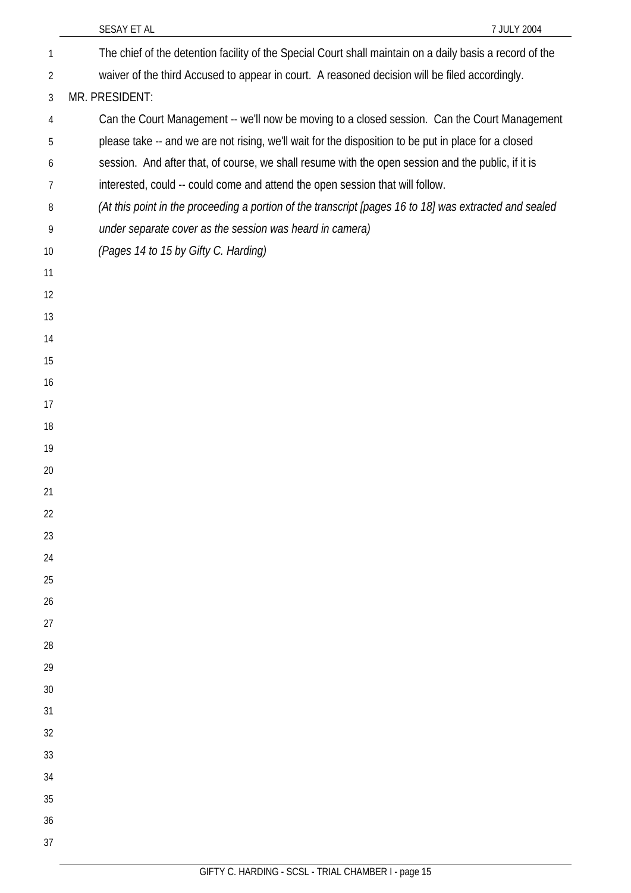The chief of the detention facility of the Special Court shall maintain on a daily basis a record of the waiver of the third Accused to appear in court. A reasoned decision will be filed accordingly.

MR. PRESIDENT:

Can the Court Management -- we'll now be moving to a closed session. Can the Court Management please take -- and we are not rising, we'll wait for the disposition to be put in place for a closed session. And after that, of course, we shall resume with the open session and the public, if it is interested, could -- could come and attend the open session that will follow.

*(At this point in the proceeding a portion of the transcript [pages 16 to 18] was extracted and sealed under separate cover as the session was heard in camera)*

*(Pages 14 to 15 by Gifty C. Harding)*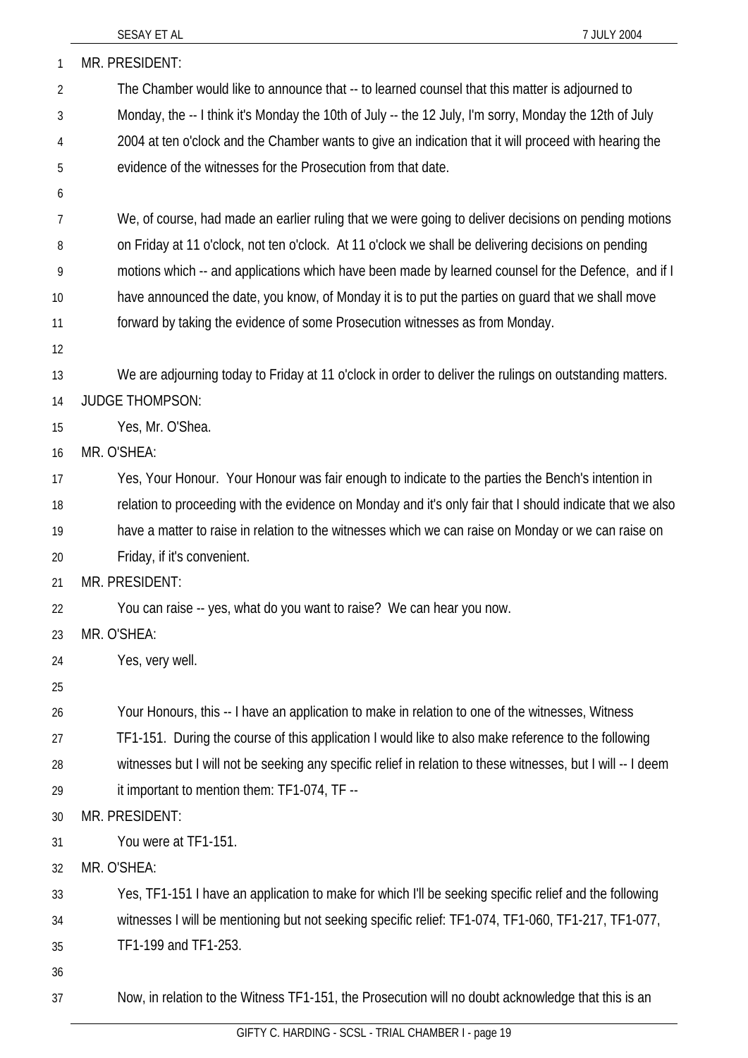MR. PRESIDENT:

The Chamber would like to announce that -- to learned counsel that this matter is adjourned to Monday, the -- I think it's Monday the 10th of July -- the 12 July, I'm sorry, Monday the 12th of July 2004 at ten o'clock and the Chamber wants to give an indication that it will proceed with hearing the evidence of the witnesses for the Prosecution from that date.

We, of course, had made an earlier ruling that we were going to deliver decisions on pending motions on Friday at 11 o'clock, not ten o'clock. At 11 o'clock we shall be delivering decisions on pending motions which -- and applications which have been made by learned counsel for the Defence, and if I have announced the date, you know, of Monday it is to put the parties on guard that we shall move forward by taking the evidence of some Prosecution witnesses as from Monday.

We are adjourning today to Friday at 11 o'clock in order to deliver the rulings on outstanding matters.

JUDGE THOMPSON:

Yes, Mr. O'Shea.

MR. O'SHEA:

Yes, Your Honour. Your Honour was fair enough to indicate to the parties the Bench's intention in relation to proceeding with the evidence on Monday and it's only fair that I should indicate that we also have a matter to raise in relation to the witnesses which we can raise on Monday or we can raise on Friday, if it's convenient.

MR. PRESIDENT:

You can raise -- yes, what do you want to raise? We can hear you now.

MR. O'SHEA:

Yes, very well.

Your Honours, this -- I have an application to make in relation to one of the witnesses, Witness TF1-151. During the course of this application I would like to also make reference to the following witnesses but I will not be seeking any specific relief in relation to these witnesses, but I will -- I deem it important to mention them: TF1-074, TF --

MR. PRESIDENT:

You were at TF1-151.

MR. O'SHEA:

Yes, TF1-151 I have an application to make for which I'll be seeking specific relief and the following witnesses I will be mentioning but not seeking specific relief: TF1-074, TF1-060, TF1-217, TF1-077, TF1-199 and TF1-253.

Now, in relation to the Witness TF1-151, the Prosecution will no doubt acknowledge that this is an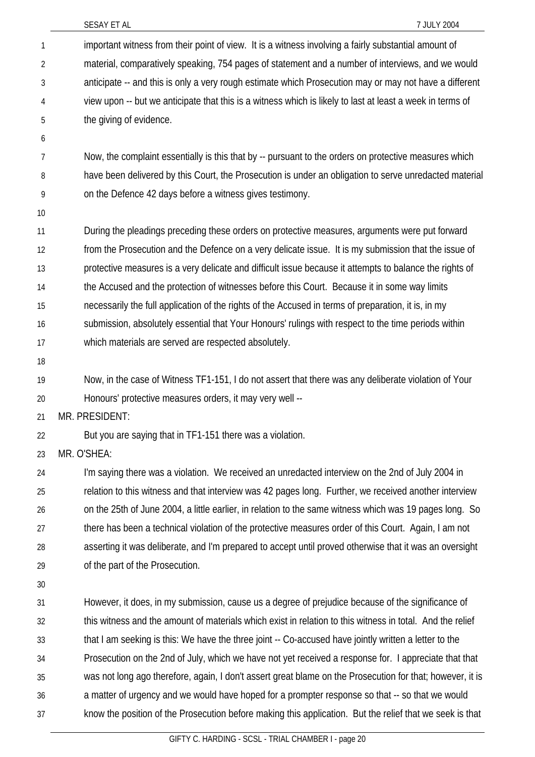important witness from their point of view. It is a witness involving a fairly substantial amount of material, comparatively speaking, 754 pages of statement and a number of interviews, and we would anticipate -- and this is only a very rough estimate which Prosecution may or may not have a different view upon -- but we anticipate that this is a witness which is likely to last at least a week in terms of the giving of evidence.

Now, the complaint essentially is this that by -- pursuant to the orders on protective measures which have been delivered by this Court, the Prosecution is under an obligation to serve unredacted material on the Defence 42 days before a witness gives testimony.

During the pleadings preceding these orders on protective measures, arguments were put forward from the Prosecution and the Defence on a very delicate issue. It is my submission that the issue of protective measures is a very delicate and difficult issue because it attempts to balance the rights of the Accused and the protection of witnesses before this Court. Because it in some way limits necessarily the full application of the rights of the Accused in terms of preparation, it is, in my submission, absolutely essential that Your Honours' rulings with respect to the time periods within which materials are served are respected absolutely.

Now, in the case of Witness TF1-151, I do not assert that there was any deliberate violation of Your Honours' protective measures orders, it may very well --

MR. PRESIDENT:

But you are saying that in TF1-151 there was a violation.

MR. O'SHEA:

I'm saying there was a violation. We received an unredacted interview on the 2nd of July 2004 in relation to this witness and that interview was 42 pages long. Further, we received another interview on the 25th of June 2004, a little earlier, in relation to the same witness which was 19 pages long. So there has been a technical violation of the protective measures order of this Court. Again, I am not asserting it was deliberate, and I'm prepared to accept until proved otherwise that it was an oversight of the part of the Prosecution.

However, it does, in my submission, cause us a degree of prejudice because of the significance of this witness and the amount of materials which exist in relation to this witness in total. And the relief that I am seeking is this: We have the three joint -- Co-accused have jointly written a letter to the Prosecution on the 2nd of July, which we have not yet received a response for. I appreciate that that was not long ago therefore, again, I don't assert great blame on the Prosecution for that; however, it is a matter of urgency and we would have hoped for a prompter response so that -- so that we would know the position of the Prosecution before making this application. But the relief that we seek is that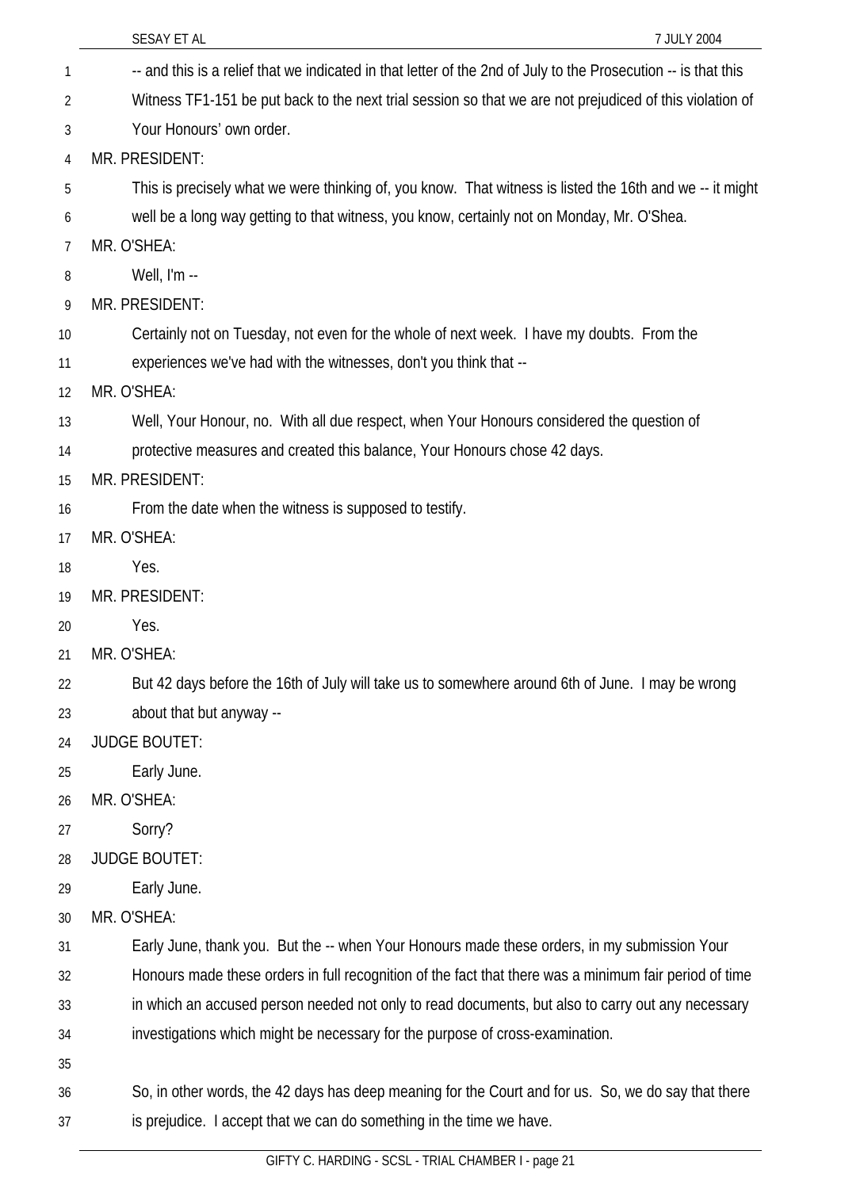-- and this is a relief that we indicated in that letter of the 2nd of July to the Prosecution -- is that this Witness TF1-151 be put back to the next trial session so that we are not prejudiced of this violation of Your Honours' own order.

MR. PRESIDENT:

This is precisely what we were thinking of, you know. That witness is listed the 16th and we -- it might well be a long way getting to that witness, you know, certainly not on Monday, Mr. O'Shea.

MR. O'SHEA:

Well, I'm --

MR. PRESIDENT:

Certainly not on Tuesday, not even for the whole of next week. I have my doubts. From the experiences we've had with the witnesses, don't you think that --

MR. O'SHEA:

Well, Your Honour, no. With all due respect, when Your Honours considered the question of protective measures and created this balance, Your Honours chose 42 days.

MR. PRESIDENT:

From the date when the witness is supposed to testify.

MR. O'SHEA:

Yes.

MR. PRESIDENT:

Yes.

MR. O'SHEA:

But 42 days before the 16th of July will take us to somewhere around 6th of June. I may be wrong about that but anyway --

JUDGE BOUTET:

Early June.

MR. O'SHEA:

Sorry?

JUDGE BOUTET:

Early June.

MR. O'SHEA:

Early June, thank you. But the -- when Your Honours made these orders, in my submission Your Honours made these orders in full recognition of the fact that there was a minimum fair period of time in which an accused person needed not only to read documents, but also to carry out any necessary investigations which might be necessary for the purpose of cross-examination.

So, in other words, the 42 days has deep meaning for the Court and for us. So, we do say that there is prejudice. I accept that we can do something in the time we have.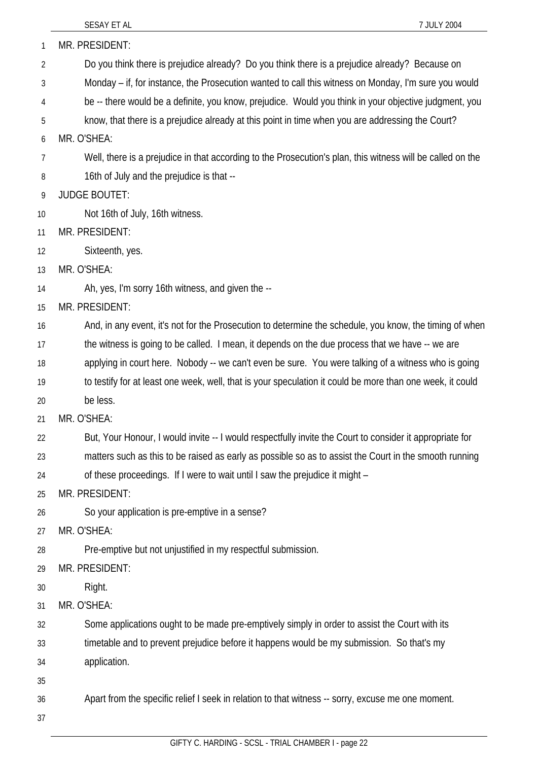MR. PRESIDENT:

Do you think there is prejudice already? Do you think there is a prejudice already? Because on Monday – if, for instance, the Prosecution wanted to call this witness on Monday, I'm sure you would be -- there would be a definite, you know, prejudice. Would you think in your objective judgment, you know, that there is a prejudice already at this point in time when you are addressing the Court?

MR. O'SHEA:

Well, there is a prejudice in that according to the Prosecution's plan, this witness will be called on the 16th of July and the prejudice is that --

JUDGE BOUTET:

Not 16th of July, 16th witness.

MR. PRESIDENT:

Sixteenth, yes.

MR. O'SHEA:

Ah, yes, I'm sorry 16th witness, and given the --

MR. PRESIDENT:

And, in any event, it's not for the Prosecution to determine the schedule, you know, the timing of when the witness is going to be called. I mean, it depends on the due process that we have -- we are applying in court here. Nobody -- we can't even be sure. You were talking of a witness who is going to testify for at least one week, well, that is your speculation it could be more than one week, it could be less.

MR. O'SHEA:

But, Your Honour, I would invite -- I would respectfully invite the Court to consider it appropriate for matters such as this to be raised as early as possible so as to assist the Court in the smooth running of these proceedings. If I were to wait until I saw the prejudice it might –

MR. PRESIDENT:

So your application is pre-emptive in a sense?

MR. O'SHEA:

Pre-emptive but not unjustified in my respectful submission.

MR. PRESIDENT:

Right.

MR. O'SHEA:

Some applications ought to be made pre-emptively simply in order to assist the Court with its timetable and to prevent prejudice before it happens would be my submission. So that's my application.

Apart from the specific relief I seek in relation to that witness -- sorry, excuse me one moment.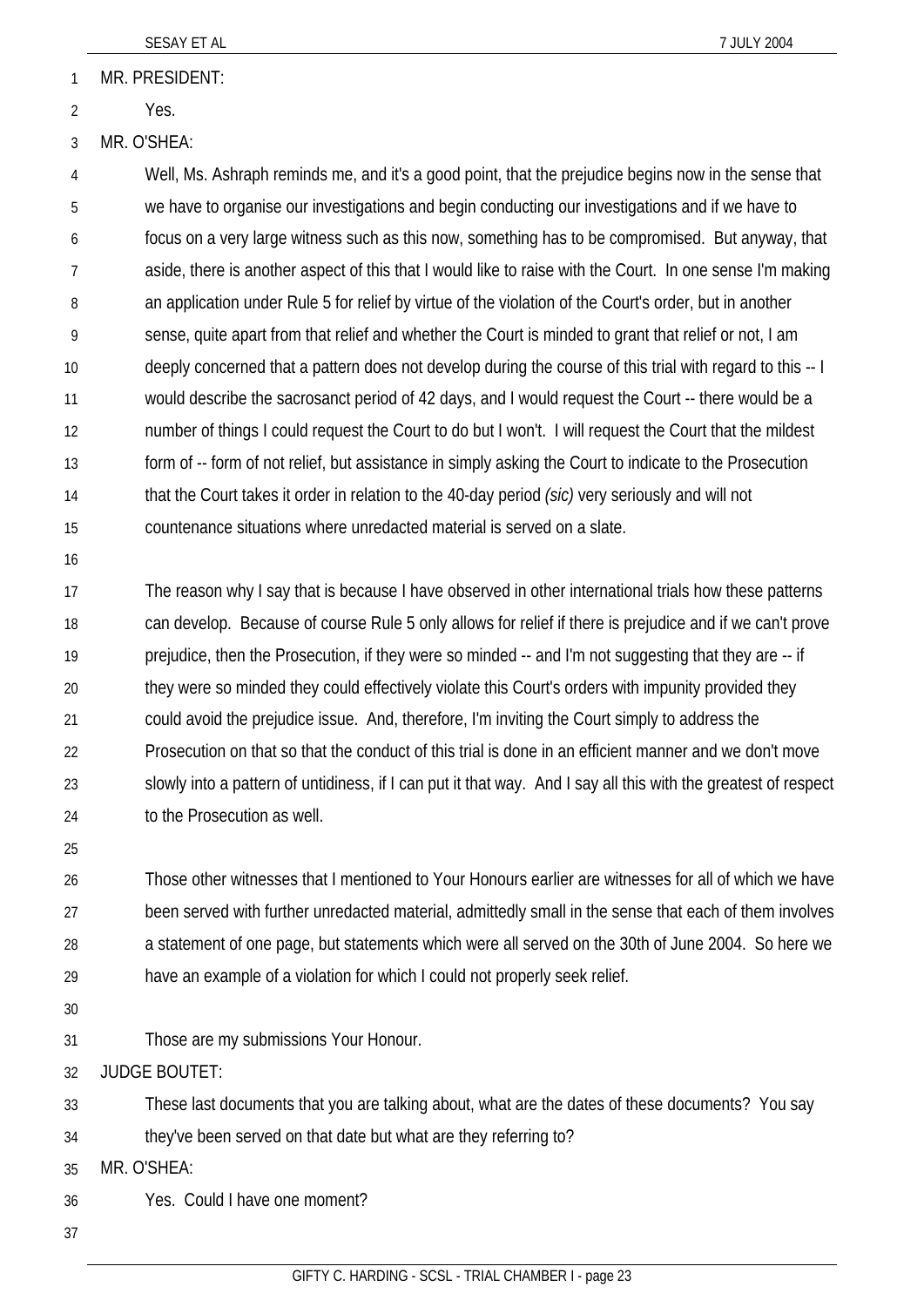MR. PRESIDENT:

Yes.

MR. O'SHEA:

Well, Ms. Ashraph reminds me, and it's a good point, that the prejudice begins now in the sense that we have to organise our investigations and begin conducting our investigations and if we have to focus on a very large witness such as this now, something has to be compromised. But anyway, that aside, there is another aspect of this that I would like to raise with the Court. In one sense I'm making an application under Rule 5 for relief by virtue of the violation of the Court's order, but in another sense, quite apart from that relief and whether the Court is minded to grant that relief or not, I am deeply concerned that a pattern does not develop during the course of this trial with regard to this -- I would describe the sacrosanct period of 42 days, and I would request the Court -- there would be a number of things I could request the Court to do but I won't. I will request the Court that the mildest form of -- form of not relief, but assistance in simply asking the Court to indicate to the Prosecution that the Court takes it order in relation to the 40-day period *(sic)* very seriously and will not countenance situations where unredacted material is served on a slate.

The reason why I say that is because I have observed in other international trials how these patterns can develop. Because of course Rule 5 only allows for relief if there is prejudice and if we can't prove prejudice, then the Prosecution, if they were so minded -- and I'm not suggesting that they are -- if they were so minded they could effectively violate this Court's orders with impunity provided they could avoid the prejudice issue. And, therefore, I'm inviting the Court simply to address the Prosecution on that so that the conduct of this trial is done in an efficient manner and we don't move slowly into a pattern of untidiness, if I can put it that way. And I say all this with the greatest of respect to the Prosecution as well.

Those other witnesses that I mentioned to Your Honours earlier are witnesses for all of which we have been served with further unredacted material, admittedly small in the sense that each of them involves a statement of one page, but statements which were all served on the 30th of June 2004. So here we have an example of a violation for which I could not properly seek relief.

Those are my submissions Your Honour.

JUDGE BOUTET:

These last documents that you are talking about, what are the dates of these documents? You say they've been served on that date but what are they referring to?

MR. O'SHEA:

Yes. Could I have one moment?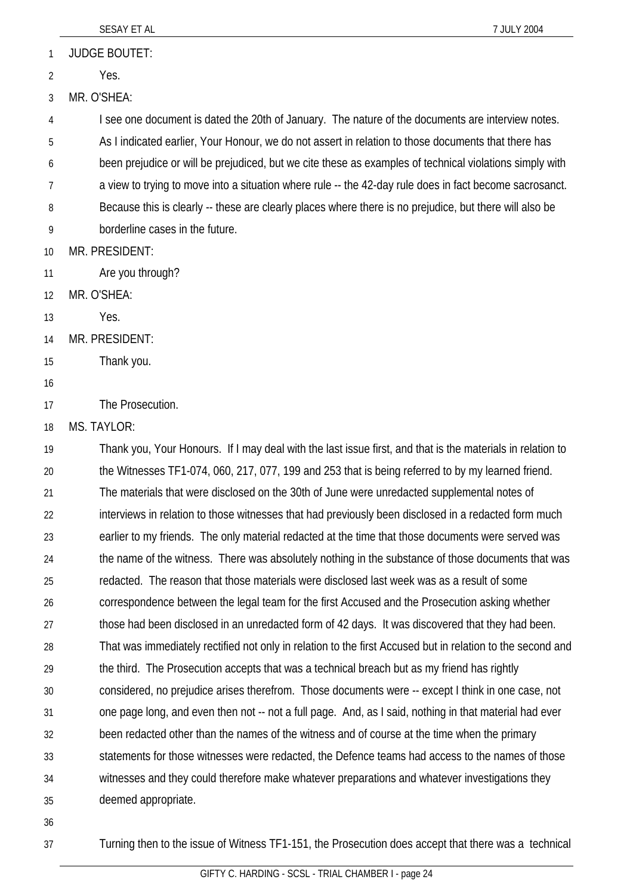JUDGE BOUTET:

Yes.

MR. O'SHEA:

I see one document is dated the 20th of January. The nature of the documents are interview notes. As I indicated earlier, Your Honour, we do not assert in relation to those documents that there has been prejudice or will be prejudiced, but we cite these as examples of technical violations simply with a view to trying to move into a situation where rule -- the 42-day rule does in fact become sacrosanct. Because this is clearly -- these are clearly places where there is no prejudice, but there will also be borderline cases in the future.

MR. PRESIDENT:

Are you through?

MR. O'SHEA:

Yes.

MR. PRESIDENT:

Thank you.

The Prosecution.

MS. TAYLOR:

Thank you, Your Honours. If I may deal with the last issue first, and that is the materials in relation to the Witnesses TF1-074, 060, 217, 077, 199 and 253 that is being referred to by my learned friend. The materials that were disclosed on the 30th of June were unredacted supplemental notes of interviews in relation to those witnesses that had previously been disclosed in a redacted form much earlier to my friends. The only material redacted at the time that those documents were served was the name of the witness. There was absolutely nothing in the substance of those documents that was redacted. The reason that those materials were disclosed last week was as a result of some correspondence between the legal team for the first Accused and the Prosecution asking whether those had been disclosed in an unredacted form of 42 days. It was discovered that they had been. That was immediately rectified not only in relation to the first Accused but in relation to the second and the third. The Prosecution accepts that was a technical breach but as my friend has rightly considered, no prejudice arises therefrom. Those documents were -- except I think in one case, not one page long, and even then not -- not a full page. And, as I said, nothing in that material had ever been redacted other than the names of the witness and of course at the time when the primary statements for those witnesses were redacted, the Defence teams had access to the names of those witnesses and they could therefore make whatever preparations and whatever investigations they deemed appropriate.

Turning then to the issue of Witness TF1-151, the Prosecution does accept that there was a technical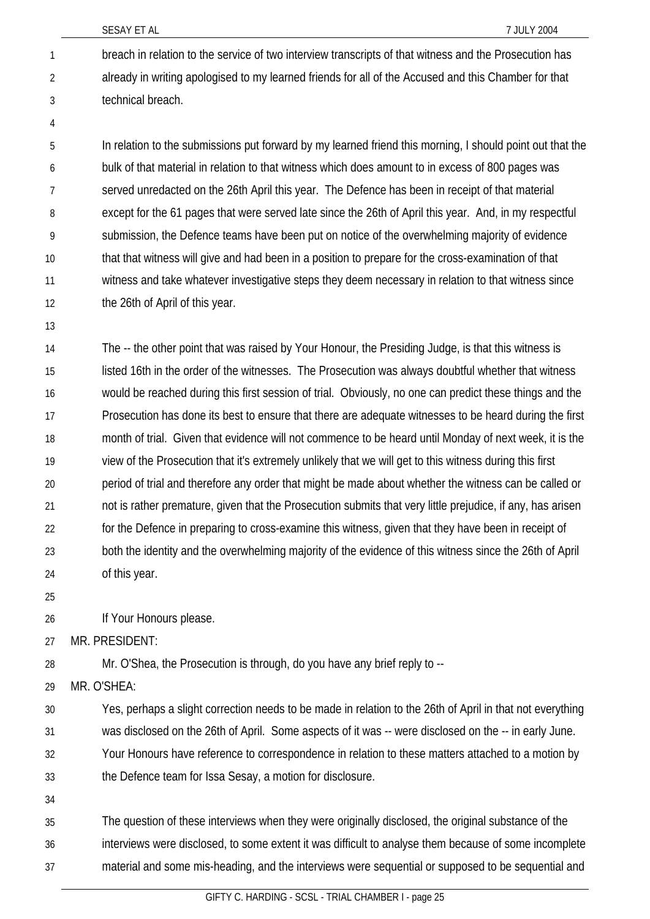breach in relation to the service of two interview transcripts of that witness and the Prosecution has already in writing apologised to my learned friends for all of the Accused and this Chamber for that technical breach.

In relation to the submissions put forward by my learned friend this morning, I should point out that the bulk of that material in relation to that witness which does amount to in excess of 800 pages was served unredacted on the 26th April this year. The Defence has been in receipt of that material except for the 61 pages that were served late since the 26th of April this year. And, in my respectful submission, the Defence teams have been put on notice of the overwhelming majority of evidence that that witness will give and had been in a position to prepare for the cross-examination of that witness and take whatever investigative steps they deem necessary in relation to that witness since the 26th of April of this year.

The -- the other point that was raised by Your Honour, the Presiding Judge, is that this witness is listed 16th in the order of the witnesses. The Prosecution was always doubtful whether that witness would be reached during this first session of trial. Obviously, no one can predict these things and the Prosecution has done its best to ensure that there are adequate witnesses to be heard during the first month of trial. Given that evidence will not commence to be heard until Monday of next week, it is the view of the Prosecution that it's extremely unlikely that we will get to this witness during this first period of trial and therefore any order that might be made about whether the witness can be called or not is rather premature, given that the Prosecution submits that very little prejudice, if any, has arisen for the Defence in preparing to cross-examine this witness, given that they have been in receipt of both the identity and the overwhelming majority of the evidence of this witness since the 26th of April of this year.

If Your Honours please.

MR. PRESIDENT:

Mr. O'Shea, the Prosecution is through, do you have any brief reply to --

MR. O'SHEA:

Yes, perhaps a slight correction needs to be made in relation to the 26th of April in that not everything was disclosed on the 26th of April. Some aspects of it was -- were disclosed on the -- in early June. Your Honours have reference to correspondence in relation to these matters attached to a motion by the Defence team for Issa Sesay, a motion for disclosure.

The question of these interviews when they were originally disclosed, the original substance of the interviews were disclosed, to some extent it was difficult to analyse them because of some incomplete material and some mis-heading, and the interviews were sequential or supposed to be sequential and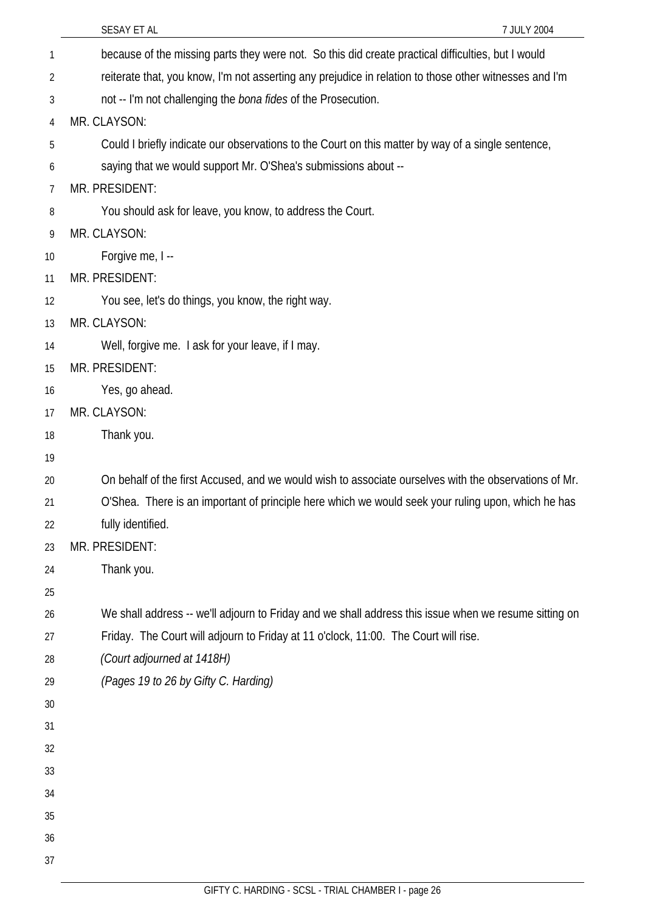because of the missing parts they were not. So this did create practical difficulties, but I would reiterate that, you know, I'm not asserting any prejudice in relation to those other witnesses and I'm not -- I'm not challenging the *bona fides* of the Prosecution.

MR. CLAYSON:

Could I briefly indicate our observations to the Court on this matter by way of a single sentence, saying that we would support Mr. O'Shea's submissions about --

MR. PRESIDENT:

You should ask for leave, you know, to address the Court.

MR. CLAYSON:

Forgive me, I --

MR. PRESIDENT:

You see, let's do things, you know, the right way.

MR. CLAYSON:

Well, forgive me. I ask for your leave, if I may.

MR. PRESIDENT:

Yes, go ahead.

MR. CLAYSON:

Thank you.

On behalf of the first Accused, and we would wish to associate ourselves with the observations of Mr. O'Shea. There is an important of principle here which we would seek your ruling upon, which he has fully identified.

MR. PRESIDENT:

Thank you.

We shall address -- we'll adjourn to Friday and we shall address this issue when we resume sitting on Friday. The Court will adjourn to Friday at 11 o'clock, 11:00. The Court will rise.

*(Court adjourned at 1418H)*

*(Pages 19 to 26 by Gifty C. Harding)*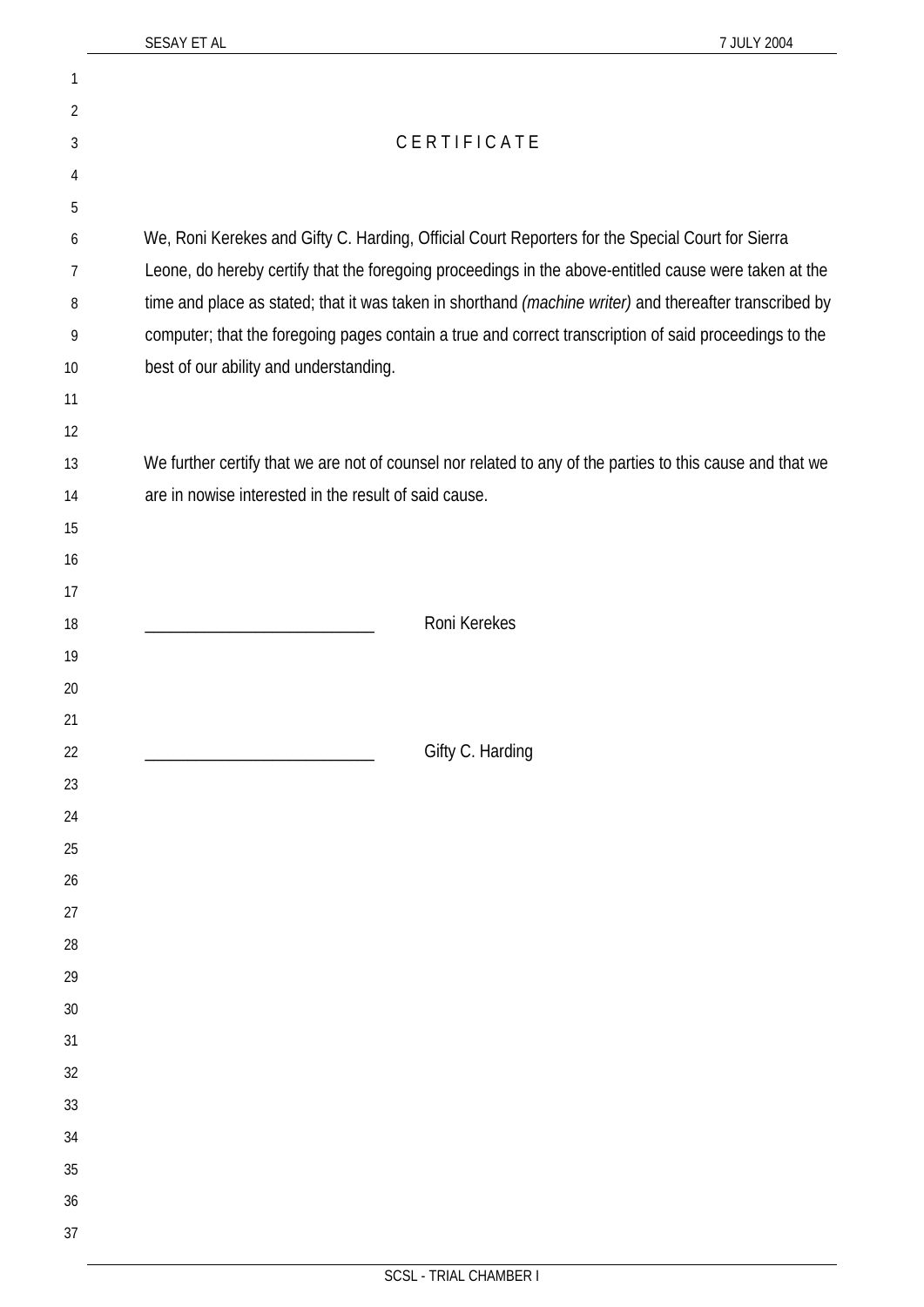# C E R T I F I C A T E

We, Roni Kerekes and Gifty C. Harding, Official Court Reporters for the Special Court for Sierra Leone, do hereby certify that the foregoing proceedings in the above-entitled cause were taken at the time and place as stated; that it was taken in shorthand *(machine writer)* and thereafter transcribed by computer; that the foregoing pages contain a true and correct transcription of said proceedings to the best of our ability and understanding.

We further certify that we are not of counsel nor related to any of the parties to this cause and that we are in nowise interested in the result of said cause.

___________________________ Roni Kerekes

___________________________ Gifty C. Harding